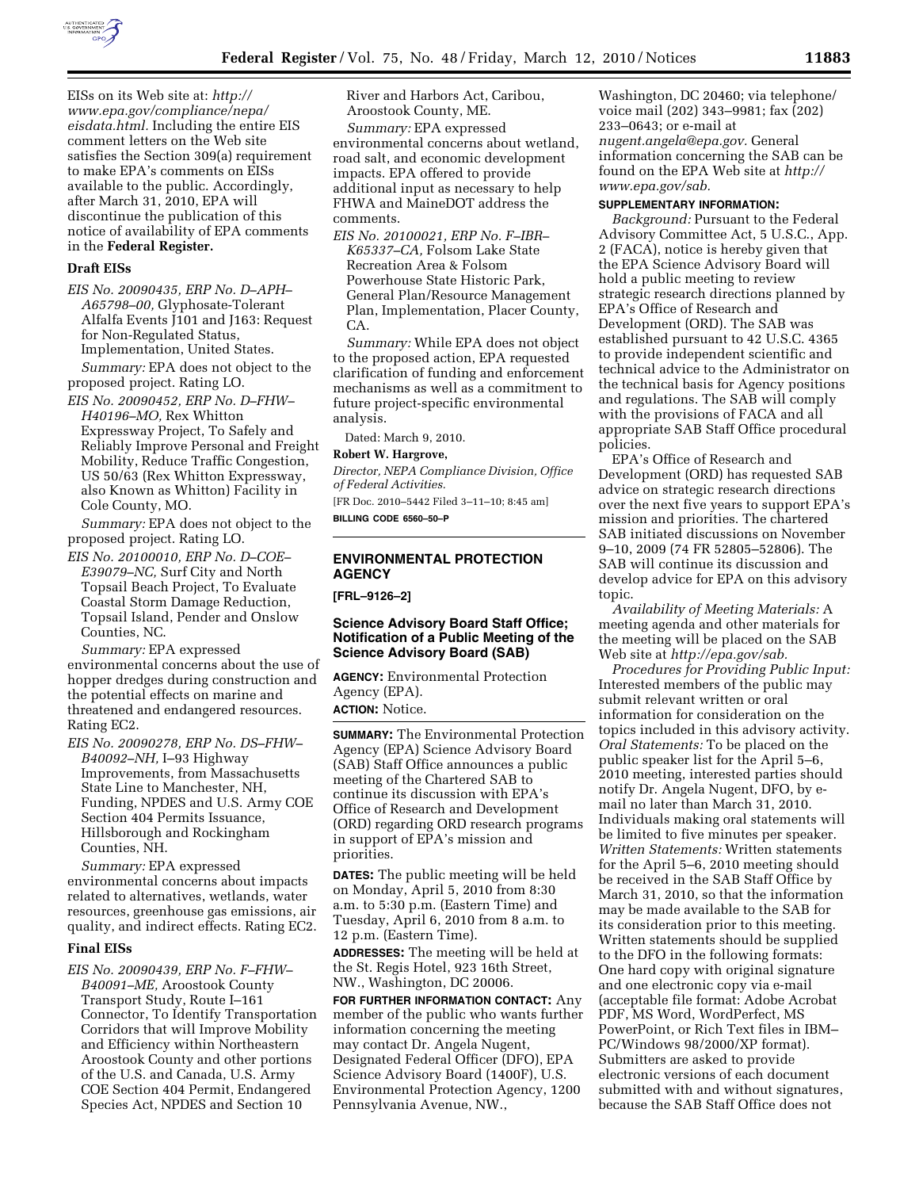EISs on its Web site at: *http://www.epa.gov/compliance/nepa/eisdata.html.* Including the entire EIS comment letters on the Web site satisfies the Section 309(a) requirement to make EPA's comments on EISs available to the public. Accordingly, after March 31, 2010, EPA will discontinue the publication of this notice of availability of EPA comments in the **Federal Register.**

### Draft EISs

*EIS No. 20090435, ERP No. D–APH–A65798–00,* Glyphosate-Tolerant Alfalfa Events J101 and J163: Request for Non-Regulated Status, Implementation, United States.

*Summary:* EPA does not object to the proposed project. Rating LO.

*EIS No. 20090452, ERP No. D–FHW–H40196–MO,* Rex Whitton Expressway Project, To Safely and Reliably Improve Personal and Freight Mobility, Reduce Traffic Congestion, US 50/63 (Rex Whitton Expressway, also Known as Whitton) Facility in Cole County, MO.

*Summary:* EPA does not object to the proposed project. Rating LO.

*EIS No. 20100010, ERP No. D–COE–E39079–NC,* Surf City and North Topsail Beach Project, To Evaluate Coastal Storm Damage Reduction, Topsail Island, Pender and Onslow Counties, NC.

*Summary:* EPA expressed environmental concerns about the use of hopper dredges during construction and the potential effects on marine and threatened and endangered resources. Rating EC2.

*EIS No. 20090278, ERP No. DS–FHW–B40092–NH,* I–93 Highway Improvements, from Massachusetts State Line to Manchester, NH, Funding, NPDES and U.S. Army COE Section 404 Permits Issuance, Hillsborough and Rockingham Counties, NH.

*Summary:* EPA expressed environmental concerns about impacts related to alternatives, wetlands, water resources, greenhouse gas emissions, air quality, and indirect effects. Rating EC2.

### Final EISs

*EIS No. 20090439, ERP No. F–FHW–B40091–ME,* Aroostook County Transport Study, Route I–161 Connector, To Identify Transportation Corridors that will Improve Mobility and Efficiency within Northeastern Aroostook County and other portions of the U.S. and Canada, U.S. Army COE Section 404 Permit, Endangered Species Act, NPDES and Section 10 River and Harbors Act, Caribou, Aroostook County, ME.

*Summary:* EPA expressed environmental concerns about wetland, road salt, and economic development impacts. EPA offered to provide additional input as necessary to help FHWA and MaineDOT address the comments.

*EIS No. 20100021, ERP No. F–IBR–K65337–CA,* Folsom Lake State Recreation Area & Folsom Powerhouse State Historic Park, General Plan/Resource Management Plan, Implementation, Placer County, CA.

*Summary:* While EPA does not object to the proposed action, EPA requested clarification of funding and enforcement mechanisms as well as a commitment to future project-specific environmental analysis.

Dated: March 9, 2010.

**Robert W. Hargrove,**

*Director, NEPA Compliance Division, Office of Federal Activities.*

[FR Doc. 2010–5442 Filed 3–11–10; 8:45 am]

**BILLING CODE 6560–50–P**

---

## ENVIRONMENTAL PROTECTION AGENCY

**[FRL–9126–2]**

### Science Advisory Board Staff Office; Notification of a Public Meeting of the Science Advisory Board (SAB)

**AGENCY:** Environmental Protection Agency (EPA).

**ACTION:** Notice.

**SUMMARY:** The Environmental Protection Agency (EPA) Science Advisory Board (SAB) Staff Office announces a public meeting of the Chartered SAB to continue its discussion with EPA's Office of Research and Development (ORD) regarding ORD research programs in support of EPA's mission and priorities.

**DATES:** The public meeting will be held on Monday, April 5, 2010 from 8:30 a.m. to 5:30 p.m. (Eastern Time) and Tuesday, April 6, 2010 from 8 a.m. to 12 p.m. (Eastern Time).

**ADDRESSES:** The meeting will be held at the St. Regis Hotel, 923 16th Street, NW., Washington, DC 20006.

**FOR FURTHER INFORMATION CONTACT:** Any member of the public who wants further information concerning the meeting may contact Dr. Angela Nugent, Designated Federal Officer (DFO), EPA Science Advisory Board (1400F), U.S. Environmental Protection Agency, 1200 Pennsylvania Avenue, NW., Washington, DC 20460; via telephone/voice mail (202) 343–9981; fax (202) 233–0643; or e-mail at *nugent.angela@epa.gov.* General information concerning the SAB can be found on the EPA Web site at *http://www.epa.gov/sab.*

**SUPPLEMENTARY INFORMATION:**

*Background:* Pursuant to the Federal Advisory Committee Act, 5 U.S.C., App. 2 (FACA), notice is hereby given that the EPA Science Advisory Board will hold a public meeting to review strategic research directions planned by EPA's Office of Research and Development (ORD). The SAB was established pursuant to 42 U.S.C. 4365 to provide independent scientific and technical advice to the Administrator on the technical basis for Agency positions and regulations. The SAB will comply with the provisions of FACA and all appropriate SAB Staff Office procedural policies.

EPA's Office of Research and Development (ORD) has requested SAB advice on strategic research directions over the next five years to support EPA's mission and priorities. The chartered SAB initiated discussions on November 9–10, 2009 (74 FR 52805–52806). The SAB will continue its discussion and develop advice for EPA on this advisory topic.

*Availability of Meeting Materials:* A meeting agenda and other materials for the meeting will be placed on the SAB Web site at *http://epa.gov/sab.*

*Procedures for Providing Public Input:* Interested members of the public may submit relevant written or oral information for consideration on the topics included in this advisory activity. *Oral Statements:* To be placed on the public speaker list for the April 5–6, 2010 meeting, interested parties should notify Dr. Angela Nugent, DFO, by e-mail no later than March 31, 2010. Individuals making oral statements will be limited to five minutes per speaker. *Written Statements:* Written statements for the April 5–6, 2010 meeting should be received in the SAB Staff Office by March 31, 2010, so that the information may be made available to the SAB for its consideration prior to this meeting. Written statements should be supplied to the DFO in the following formats: One hard copy with original signature and one electronic copy via e-mail (acceptable file format: Adobe Acrobat PDF, MS Word, WordPerfect, MS PowerPoint, or Rich Text files in IBM–PC/Windows 98/2000/XP format). Submitters are asked to provide electronic versions of each document submitted with and without signatures, because the SAB Staff Office does not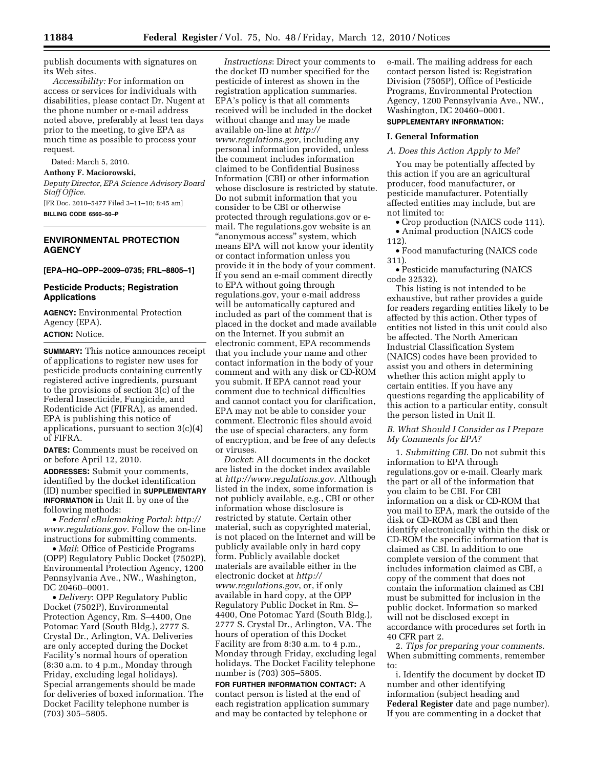publish documents with signatures on its Web sites.

*Accessibility:* For information on access or services for individuals with disabilities, please contact Dr. Nugent at the phone number or e-mail address noted above, preferably at least ten days prior to the meeting, to give EPA as much time as possible to process your request.

Dated: March 5, 2010.

**Anthony F. Maciorowski,**

*Deputy Director, EPA Science Advisory Board Staff Office.*

[FR Doc. 2010–5477 Filed 3–11–10; 8:45 am]

**BILLING CODE 6560–50–P**

---

## ENVIRONMENTAL PROTECTION AGENCY

**[EPA–HQ–OPP–2009–0735; FRL–8805–1]**

## Pesticide Products; Registration Applications

**AGENCY:** Environmental Protection Agency (EPA).

**ACTION:** Notice.

**SUMMARY:** This notice announces receipt of applications to register new uses for pesticide products containing currently registered active ingredients, pursuant to the provisions of section 3(c) of the Federal Insecticide, Fungicide, and Rodenticide Act (FIFRA), as amended. EPA is publishing this notice of applications, pursuant to section 3(c)(4) of FIFRA.

**DATES:** Comments must be received on or before April 12, 2010.

**ADDRESSES:** Submit your comments, identified by the docket identification (ID) number specified in **SUPPLEMENTARY INFORMATION** in Unit II. by one of the following methods:

- *Federal eRulemaking Portal*: *http://www.regulations.gov*. Follow the on-line instructions for submitting comments.
- *Mail*: Office of Pesticide Programs (OPP) Regulatory Public Docket (7502P), Environmental Protection Agency, 1200 Pennsylvania Ave., NW., Washington, DC 20460–0001.
- *Delivery*: OPP Regulatory Public Docket (7502P), Environmental Protection Agency, Rm. S–4400, One Potomac Yard (South Bldg.), 2777 S. Crystal Dr., Arlington, VA. Deliveries are only accepted during the Docket Facility's normal hours of operation (8:30 a.m. to 4 p.m., Monday through Friday, excluding legal holidays). Special arrangements should be made for deliveries of boxed information. The Docket Facility telephone number is (703) 305–5805.

*Instructions*: Direct your comments to the docket ID number specified for the pesticide of interest as shown in the registration application summaries. EPA's policy is that all comments received will be included in the docket without change and may be made available on-line at *http://www.regulations.gov*, including any personal information provided, unless the comment includes information claimed to be Confidential Business Information (CBI) or other information whose disclosure is restricted by statute. Do not submit information that you consider to be CBI or otherwise protected through regulations.gov or e-mail. The regulations.gov website is an "anonymous access" system, which means EPA will not know your identity or contact information unless you provide it in the body of your comment. If you send an e-mail comment directly to EPA without going through regulations.gov, your e-mail address will be automatically captured and included as part of the comment that is placed in the docket and made available on the Internet. If you submit an electronic comment, EPA recommends that you include your name and other contact information in the body of your comment and with any disk or CD-ROM you submit. If EPA cannot read your comment due to technical difficulties and cannot contact you for clarification, EPA may not be able to consider your comment. Electronic files should avoid the use of special characters, any form of encryption, and be free of any defects or viruses.

*Docket*: All documents in the docket are listed in the docket index available at *http://www.regulations.gov*. Although listed in the index, some information is not publicly available, e.g., CBI or other information whose disclosure is restricted by statute. Certain other material, such as copyrighted material, is not placed on the Internet and will be publicly available only in hard copy form. Publicly available docket materials are available either in the electronic docket at *http://www.regulations.gov*, or, if only available in hard copy, at the OPP Regulatory Public Docket in Rm. S–4400, One Potomac Yard (South Bldg.), 2777 S. Crystal Dr., Arlington, VA. The hours of operation of this Docket Facility are from 8:30 a.m. to 4 p.m., Monday through Friday, excluding legal holidays. The Docket Facility telephone number is (703) 305–5805.

**FOR FURTHER INFORMATION CONTACT:** A contact person is listed at the end of each registration application summary and may be contacted by telephone or e-mail. The mailing address for each contact person listed is: Registration Division (7505P), Office of Pesticide Programs, Environmental Protection Agency, 1200 Pennsylvania Ave., NW., Washington, DC 20460–0001.

**SUPPLEMENTARY INFORMATION:**

### I. General Information

*A. Does this Action Apply to Me?*

You may be potentially affected by this action if you are an agricultural producer, food manufacturer, or pesticide manufacturer. Potentially affected entities may include, but are not limited to:

- Crop production (NAICS code 111).
- Animal production (NAICS code 112).
- Food manufacturing (NAICS code 311).
- Pesticide manufacturing (NAICS code 32532).

This listing is not intended to be exhaustive, but rather provides a guide for readers regarding entities likely to be affected by this action. Other types of entities not listed in this unit could also be affected. The North American Industrial Classification System (NAICS) codes have been provided to assist you and others in determining whether this action might apply to certain entities. If you have any questions regarding the applicability of this action to a particular entity, consult the person listed in Unit II.

*B. What Should I Consider as I Prepare My Comments for EPA?*

1. *Submitting CBI*. Do not submit this information to EPA through regulations.gov or e-mail. Clearly mark the part or all of the information that you claim to be CBI. For CBI information on a disk or CD-ROM that you mail to EPA, mark the outside of the disk or CD-ROM as CBI and then identify electronically within the disk or CD-ROM the specific information that is claimed as CBI. In addition to one complete version of the comment that includes information claimed as CBI, a copy of the comment that does not contain the information claimed as CBI must be submitted for inclusion in the public docket. Information so marked will not be disclosed except in accordance with procedures set forth in 40 CFR part 2.

2. *Tips for preparing your comments*. When submitting comments, remember to:

i. Identify the document by docket ID number and other identifying information (subject heading and **Federal Register** date and page number). If you are commenting in a docket that